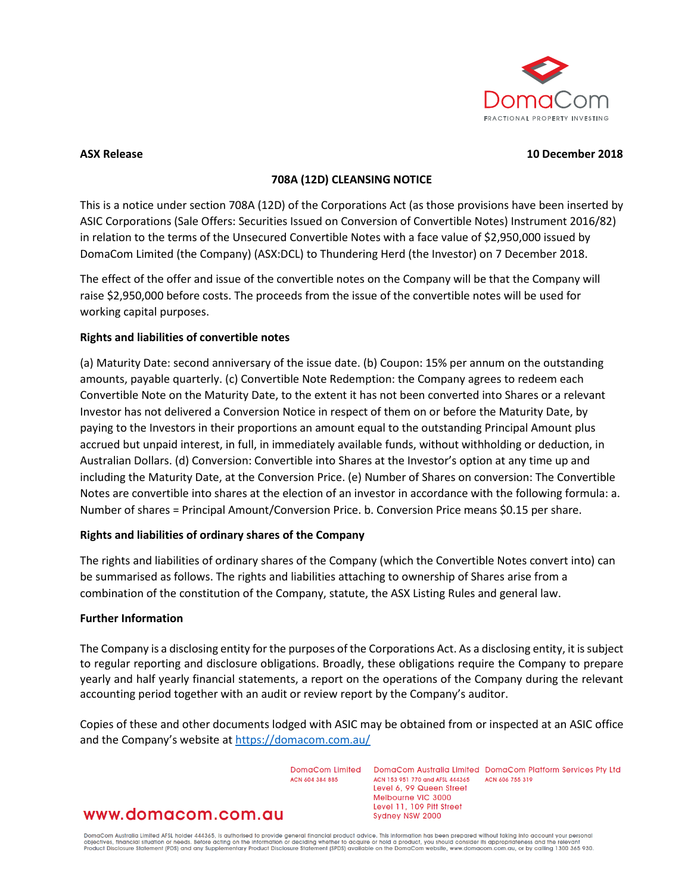**ASX Release** **10 December 2018**

## 708A (12D) CLEANSING NOTICE

This is a notice under section 708A (12D) of the Corporations Act (as those provisions have been inserted by ASIC Corporations (Sale Offers: Securities Issued on Conversion of Convertible Notes) Instrument 2016/82) in relation to the terms of the Unsecured Convertible Notes with a face value of $2,950,000 issued by DomaCom Limited (the Company) (ASX:DCL) to Thundering Herd (the Investor) on 7 December 2018.

The effect of the offer and issue of the convertible notes on the Company will be that the Company will raise $2,950,000 before costs. The proceeds from the issue of the convertible notes will be used for working capital purposes.

### Rights and liabilities of convertible notes

(a) Maturity Date: second anniversary of the issue date. (b) Coupon: 15% per annum on the outstanding amounts, payable quarterly. (c) Convertible Note Redemption: the Company agrees to redeem each Convertible Note on the Maturity Date, to the extent it has not been converted into Shares or a relevant Investor has not delivered a Conversion Notice in respect of them on or before the Maturity Date, by paying to the Investors in their proportions an amount equal to the outstanding Principal Amount plus accrued but unpaid interest, in full, in immediately available funds, without withholding or deduction, in Australian Dollars. (d) Conversion: Convertible into Shares at the Investor's option at any time up and including the Maturity Date, at the Conversion Price. (e) Number of Shares on conversion: The Convertible Notes are convertible into shares at the election of an investor in accordance with the following formula: a. Number of shares = Principal Amount/Conversion Price. b. Conversion Price means $0.15 per share.

### Rights and liabilities of ordinary shares of the Company

The rights and liabilities of ordinary shares of the Company (which the Convertible Notes convert into) can be summarised as follows. The rights and liabilities attaching to ownership of Shares arise from a combination of the constitution of the Company, statute, the ASX Listing Rules and general law.

### Further Information

The Company is a disclosing entity for the purposes of the Corporations Act. As a disclosing entity, it is subject to regular reporting and disclosure obligations. Broadly, these obligations require the Company to prepare yearly and half yearly financial statements, a report on the operations of the Company during the relevant accounting period together with an audit or review report by the Company's auditor.

Copies of these and other documents lodged with ASIC may be obtained from or inspected at an ASIC office and the Company's website at [https://domacom.com.au/](https://domacom.com.au/)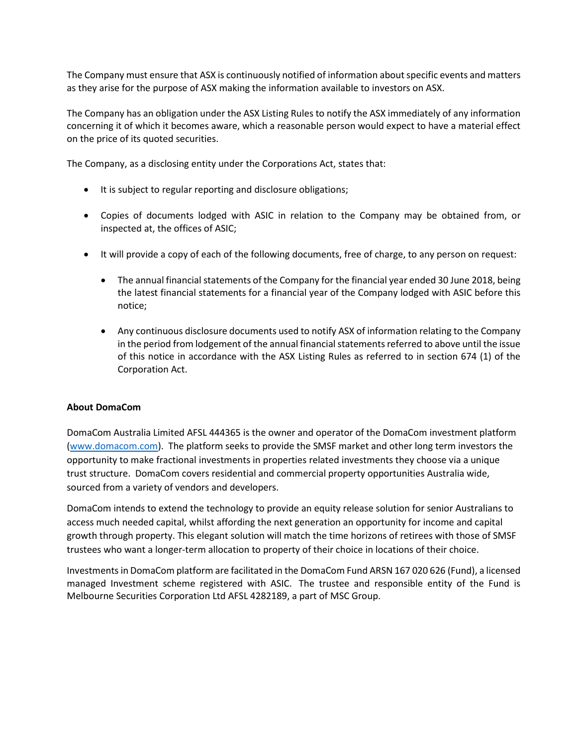The Company must ensure that ASX is continuously notified of information about specific events and matters as they arise for the purpose of ASX making the information available to investors on ASX.

The Company has an obligation under the ASX Listing Rules to notify the ASX immediately of any information concerning it of which it becomes aware, which a reasonable person would expect to have a material effect on the price of its quoted securities.

The Company, as a disclosing entity under the Corporations Act, states that:

- It is subject to regular reporting and disclosure obligations;
- Copies of documents lodged with ASIC in relation to the Company may be obtained from, or inspected at, the offices of ASIC;
- It will provide a copy of each of the following documents, free of charge, to any person on request:
  - The annual financial statements of the Company for the financial year ended 30 June 2018, being the latest financial statements for a financial year of the Company lodged with ASIC before this notice;
  - Any continuous disclosure documents used to notify ASX of information relating to the Company in the period from lodgement of the annual financial statements referred to above until the issue of this notice in accordance with the ASX Listing Rules as referred to in section 674 (1) of the Corporation Act.

**About DomaCom**

DomaCom Australia Limited AFSL 444365 is the owner and operator of the DomaCom investment platform ([www.domacom.com](www.domacom.com)). The platform seeks to provide the SMSF market and other long term investors the opportunity to make fractional investments in properties related investments they choose via a unique trust structure. DomaCom covers residential and commercial property opportunities Australia wide, sourced from a variety of vendors and developers.

DomaCom intends to extend the technology to provide an equity release solution for senior Australians to access much needed capital, whilst affording the next generation an opportunity for income and capital growth through property. This elegant solution will match the time horizons of retirees with those of SMSF trustees who want a longer-term allocation to property of their choice in locations of their choice.

Investments in DomaCom platform are facilitated in the DomaCom Fund ARSN 167 020 626 (Fund), a licensed managed Investment scheme registered with ASIC. The trustee and responsible entity of the Fund is Melbourne Securities Corporation Ltd AFSL 4282189, a part of MSC Group.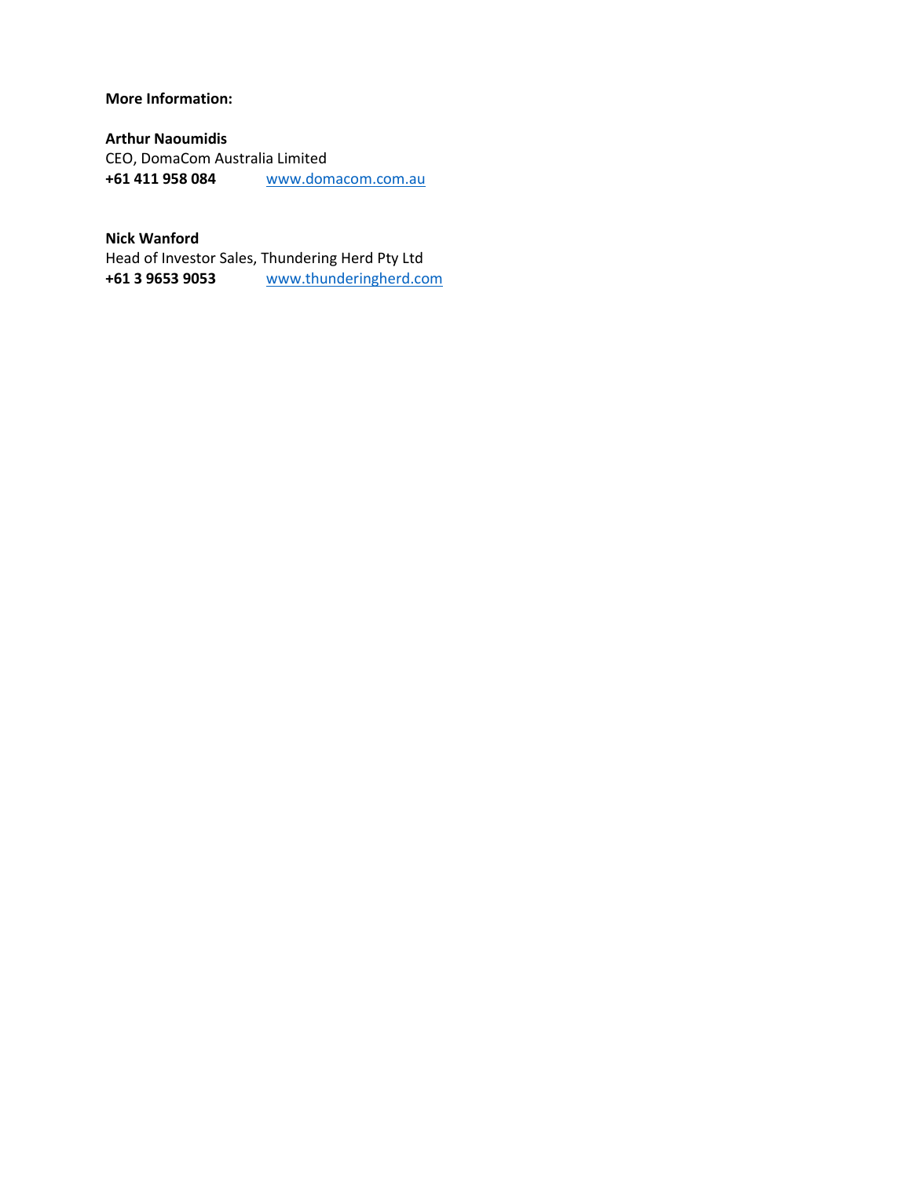**More Information:**

**Arthur Naoumidis**
CEO, DomaCom Australia Limited
**+61 411 958 084** www.domacom.com.au

**Nick Wanford**
Head of Investor Sales, Thundering Herd Pty Ltd
**+61 3 9653 9053** www.thunderingherd.com